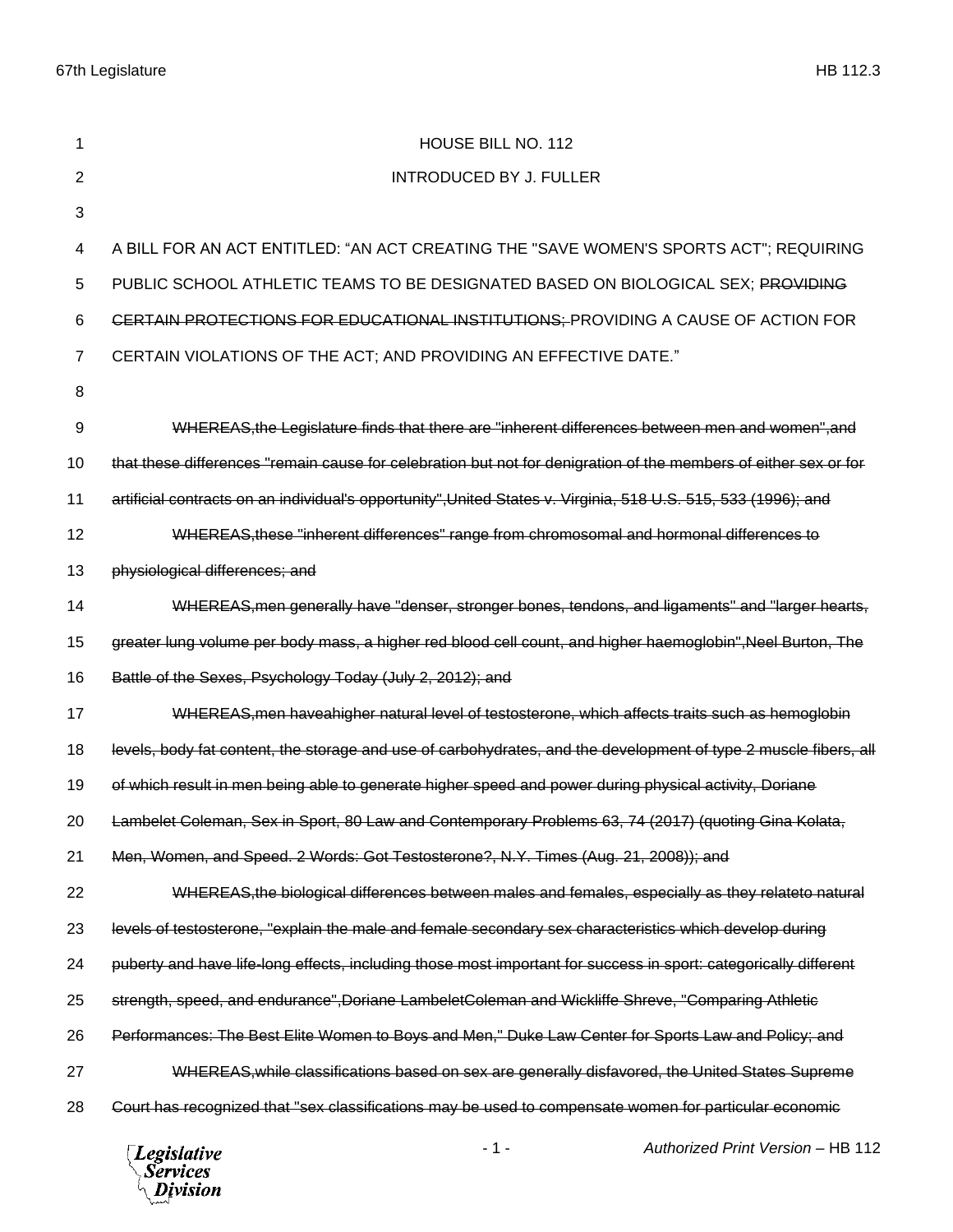HOUSE BILL NO. 112

INTRODUCED BY J. FULLER

A BILL FOR AN ACT ENTITLED: “AN ACT CREATING THE "SAVE WOMEN'S SPORTS ACT"; REQUIRING PUBLIC SCHOOL ATHLETIC TEAMS TO BE DESIGNATED BASED ON BIOLOGICAL SEX; ~~PROVIDING CERTAIN PROTECTIONS FOR EDUCATIONAL INSTITUTIONS;~~ PROVIDING A CAUSE OF ACTION FOR CERTAIN VIOLATIONS OF THE ACT; AND PROVIDING AN EFFECTIVE DATE.”

~~WHEREAS,the Legislature finds that there are "inherent differences between men and women",and that these differences "remain cause for celebration but not for denigration of the members of either sex or for artificial contracts on an individual's opportunity",United States v. Virginia, 518 U.S. 515, 533 (1996); and~~

~~WHEREAS,these "inherent differences" range from chromosomal and hormonal differences to physiological differences; and~~

~~WHEREAS,men generally have "denser, stronger bones, tendons, and ligaments" and "larger hearts, greater lung volume per body mass, a higher red blood cell count, and higher haemoglobin",Neel Burton, The Battle of the Sexes, Psychology Today (July 2, 2012); and~~

~~WHEREAS,men haveahigher natural level of testosterone, which affects traits such as hemoglobin levels, body fat content, the storage and use of carbohydrates, and the development of type 2 muscle fibers, all of which result in men being able to generate higher speed and power during physical activity, Doriane Lambelet Coleman, Sex in Sport, 80 Law and Contemporary Problems 63, 74 (2017) (quoting Gina Kolata, Men, Women, and Speed. 2 Words: Got Testosterone?, N.Y. Times (Aug. 21, 2008)); and~~

~~WHEREAS,the biological differences between males and females, especially as they relateto natural levels of testosterone, "explain the male and female secondary sex characteristics which develop during puberty and have life-long effects, including those most important for success in sport: categorically different strength, speed, and endurance",Doriane LambeletColeman and Wickliffe Shreve, "Comparing Athletic Performances: The Best Elite Women to Boys and Men," Duke Law Center for Sports Law and Policy; and~~

~~WHEREAS,while classifications based on sex are generally disfavored, the United States Supreme Court has recognized that "sex classifications may be used to compensate women for particular economic~~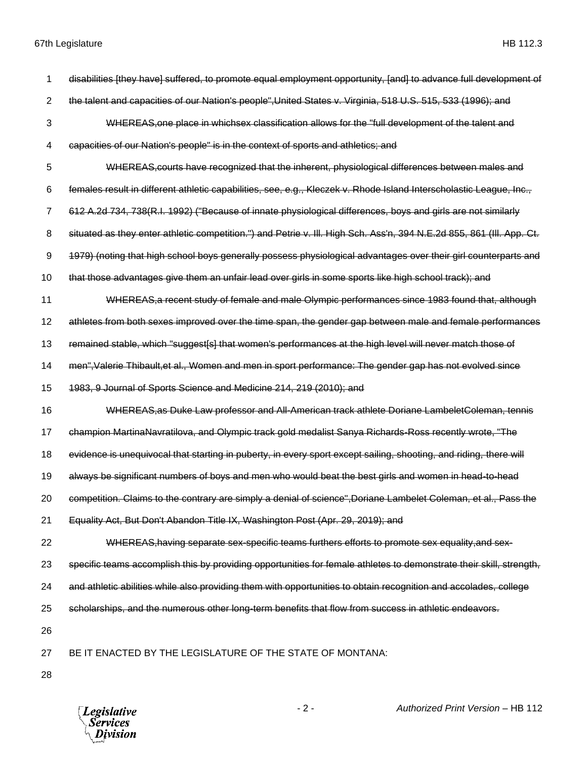~~disabilities [they have] suffered, to promote equal employment opportunity, [and] to advance full development of the talent and capacities of our Nation's people",United States v. Virginia, 518 U.S. 515, 533 (1996); and~~

~~WHEREAS,one place in whichsex classification allows for the "full development of the talent and capacities of our Nation's people" is in the context of sports and athletics; and~~

~~WHEREAS,courts have recognized that the inherent, physiological differences between males and females result in different athletic capabilities, see, e.g., Kleczek v. Rhode Island Interscholastic League, Inc., 612 A.2d 734, 738(R.I. 1992) ("Because of innate physiological differences, boys and girls are not similarly situated as they enter athletic competition.") and Petrie v. Ill. High Sch. Ass'n, 394 N.E.2d 855, 861 (Ill. App. Ct. 1979) (noting that high school boys generally possess physiological advantages over their girl counterparts and that those advantages give them an unfair lead over girls in some sports like high school track); and~~

~~WHEREAS,a recent study of female and male Olympic performances since 1983 found that, although athletes from both sexes improved over the time span, the gender gap between male and female performances remained stable, which "suggest[s] that women's performances at the high level will never match those of men",Valerie Thibault,et al., Women and men in sport performance: The gender gap has not evolved since 1983, 9 Journal of Sports Science and Medicine 214, 219 (2010); and~~

~~WHEREAS,as Duke Law professor and All-American track athlete Doriane LambeletColeman, tennis champion MartinaNavratilova, and Olympic track gold medalist Sanya Richards-Ross recently wrote, "The evidence is unequivocal that starting in puberty, in every sport except sailing, shooting, and riding, there will always be significant numbers of boys and men who would beat the best girls and women in head-to-head competition. Claims to the contrary are simply a denial of science",Doriane Lambelet Coleman, et al., Pass the Equality Act, But Don't Abandon Title IX, Washington Post (Apr. 29, 2019); and~~

~~WHEREAS,having separate sex-specific teams furthers efforts to promote sex equality,and sex-specific teams accomplish this by providing opportunities for female athletes to demonstrate their skill, strength, and athletic abilities while also providing them with opportunities to obtain recognition and accolades, college scholarships, and the numerous other long-term benefits that flow from success in athletic endeavors.~~

BE IT ENACTED BY THE LEGISLATURE OF THE STATE OF MONTANA: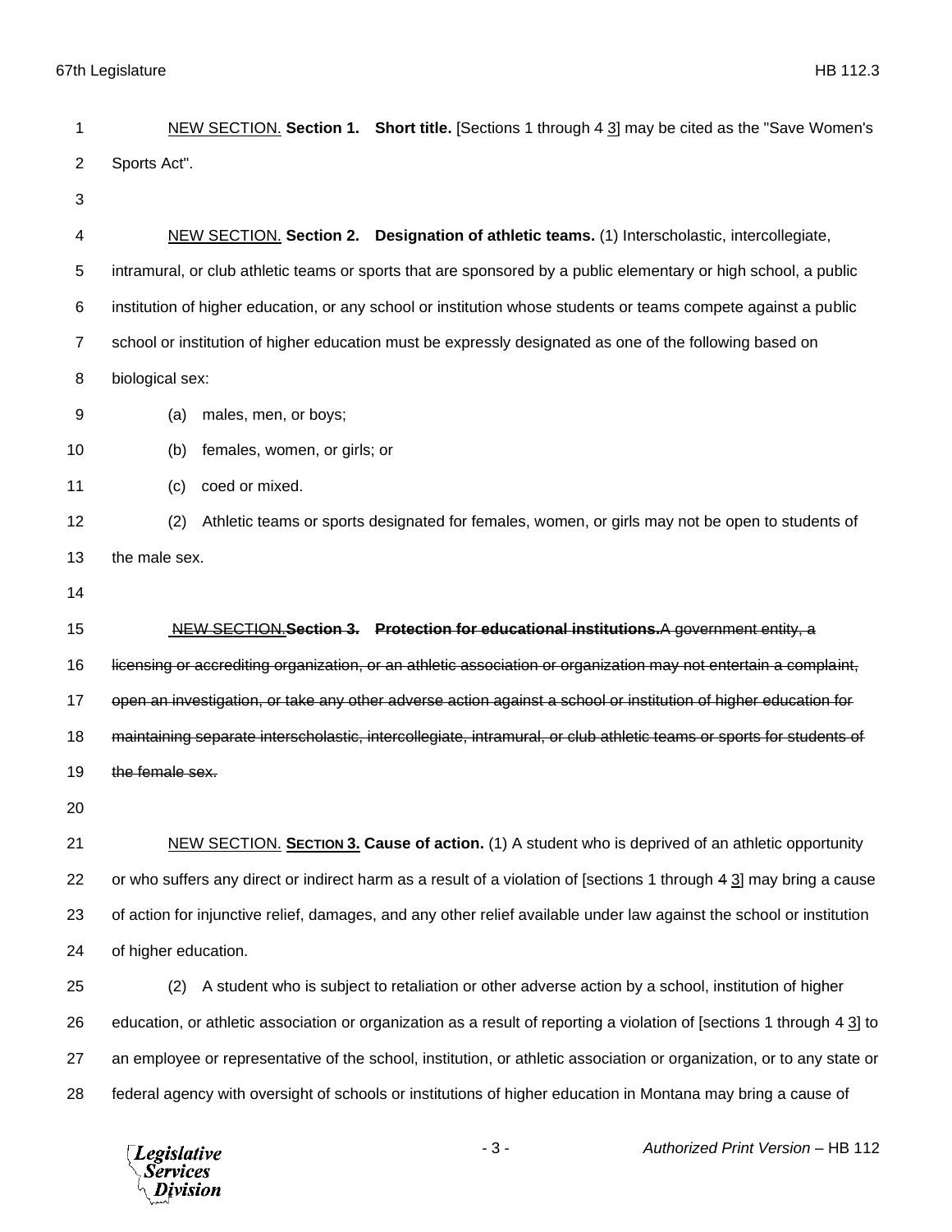NEW SECTION. **Section 1. Short title.** [Sections 1 through ~~4~~ 3] may be cited as the "Save Women's Sports Act".

NEW SECTION. **Section 2. Designation of athletic teams.** (1) Interscholastic, intercollegiate, intramural, or club athletic teams or sports that are sponsored by a public elementary or high school, a public institution of higher education, or any school or institution whose students or teams compete against a public school or institution of higher education must be expressly designated as one of the following based on biological sex:

(a) males, men, or boys;

(b) females, women, or girls; or

(c) coed or mixed.

(2) Athletic teams or sports designated for females, women, or girls may not be open to students of the male sex.

~~NEW SECTION. **Section 3. Protection for educational institutions.** A government entity, a licensing or accrediting organization, or an athletic association or organization may not entertain a complaint, open an investigation, or take any other adverse action against a school or institution of higher education for maintaining separate interscholastic, intercollegiate, intramural, or club athletic teams or sports for students of the female sex.~~

NEW SECTION. **SECTION 3. Cause of action.** (1) A student who is deprived of an athletic opportunity or who suffers any direct or indirect harm as a result of a violation of [sections 1 through ~~4~~ 3] may bring a cause of action for injunctive relief, damages, and any other relief available under law against the school or institution of higher education.

(2) A student who is subject to retaliation or other adverse action by a school, institution of higher education, or athletic association or organization as a result of reporting a violation of [sections 1 through ~~4~~ 3] to an employee or representative of the school, institution, or athletic association or organization, or to any state or federal agency with oversight of schools or institutions of higher education in Montana may bring a cause of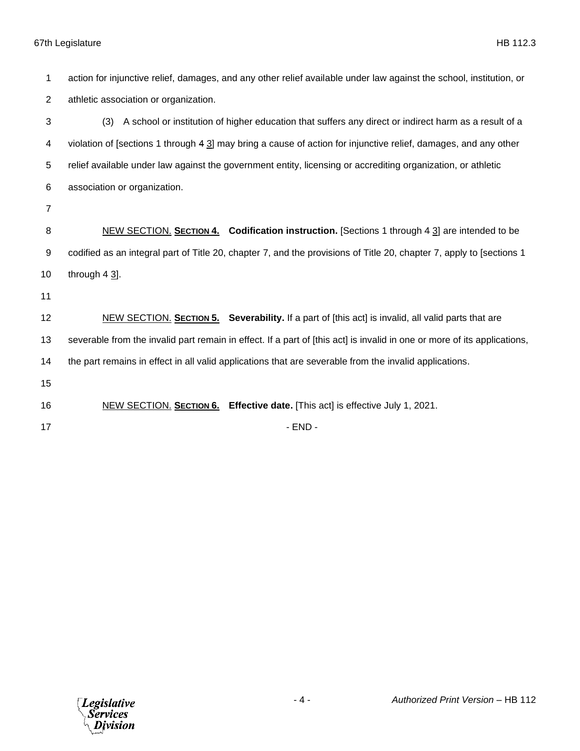action for injunctive relief, damages, and any other relief available under law against the school, institution, or athletic association or organization.

(3) A school or institution of higher education that suffers any direct or indirect harm as a result of a violation of [sections 1 through 4 3] may bring a cause of action for injunctive relief, damages, and any other relief available under law against the government entity, licensing or accrediting organization, or athletic association or organization.

NEW SECTION. **Section 4. Codification instruction.** [Sections 1 through 4 3] are intended to be codified as an integral part of Title 20, chapter 7, and the provisions of Title 20, chapter 7, apply to [sections 1 through 4 3].

NEW SECTION. **Section 5. Severability.** If a part of [this act] is invalid, all valid parts that are severable from the invalid part remain in effect. If a part of [this act] is invalid in one or more of its applications, the part remains in effect in all valid applications that are severable from the invalid applications.

NEW SECTION. **Section 6. Effective date.** [This act] is effective July 1, 2021.

- END -